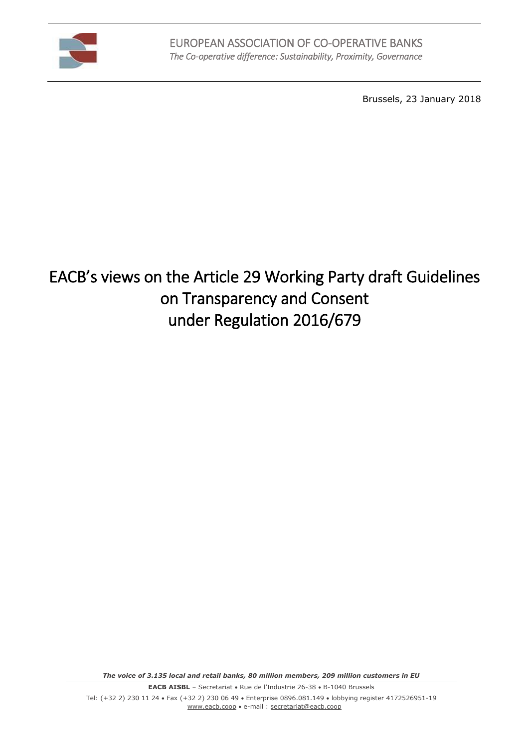EUROPEAN ASSOCIATION OF CO-OPERATIVE BANKS

*The Co-operative difference: Sustainability, Proximity, Governance*

Brussels, 23 January 2018

# EACB's views on the Article 29 Working Party draft Guidelines on Transparency and Consent under Regulation 2016/679

***The voice of 3.135 local and retail banks, 80 million members, 209 million customers in EU***

**EACB AISBL** – Secretariat • Rue de l'Industrie 26-38 • B-1040 Brussels

Tel: (+32 2) 230 11 24 • Fax (+32 2) 230 06 49 • Enterprise 0896.081.149 • lobbying register 4172526951-19

www.eacb.coop • e-mail : secretariat@eacb.coop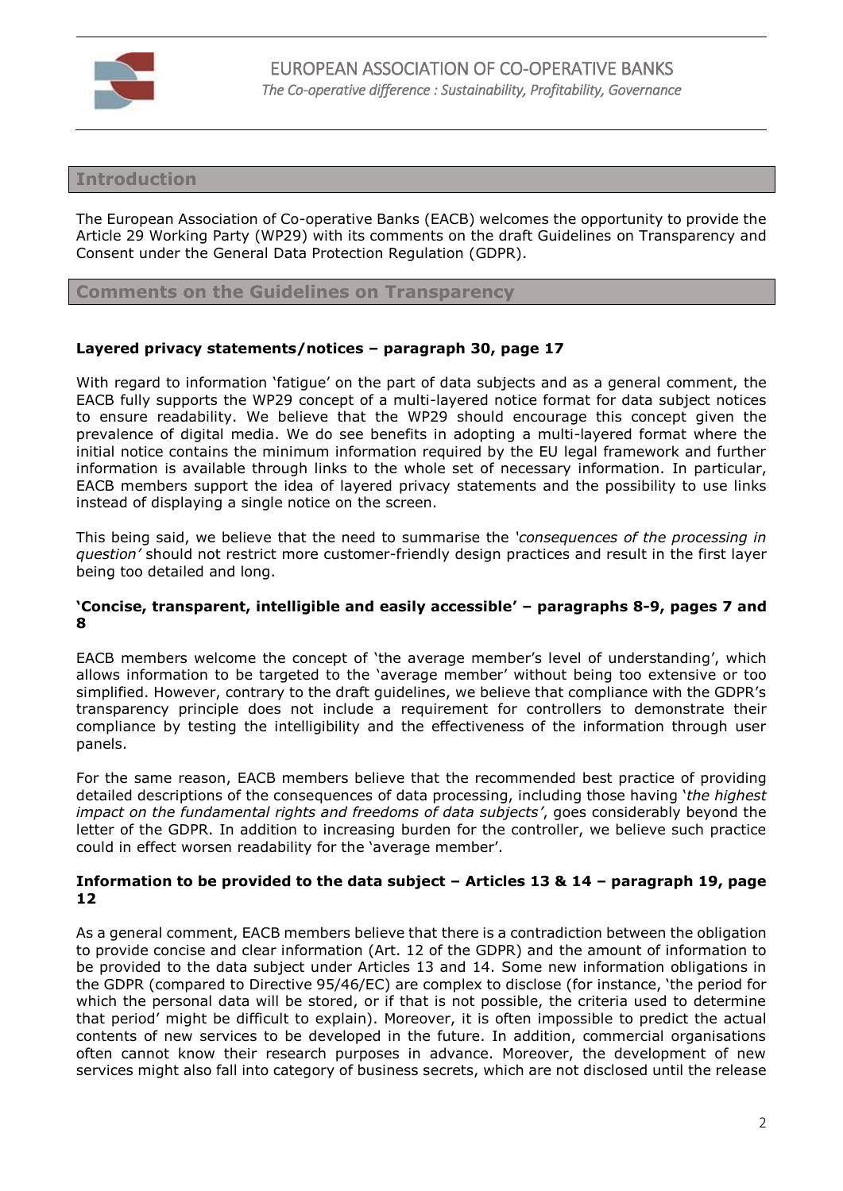## Introduction

The European Association of Co-operative Banks (EACB) welcomes the opportunity to provide the Article 29 Working Party (WP29) with its comments on the draft Guidelines on Transparency and Consent under the General Data Protection Regulation (GDPR).

## Comments on the Guidelines on Transparency

### Layered privacy statements/notices – paragraph 30, page 17

With regard to information 'fatigue' on the part of data subjects and as a general comment, the EACB fully supports the WP29 concept of a multi-layered notice format for data subject notices to ensure readability. We believe that the WP29 should encourage this concept given the prevalence of digital media. We do see benefits in adopting a multi-layered format where the initial notice contains the minimum information required by the EU legal framework and further information is available through links to the whole set of necessary information. In particular, EACB members support the idea of layered privacy statements and the possibility to use links instead of displaying a single notice on the screen.

This being said, we believe that the need to summarise the *'consequences of the processing in question'* should not restrict more customer-friendly design practices and result in the first layer being too detailed and long.

### 'Concise, transparent, intelligible and easily accessible' – paragraphs 8-9, pages 7 and 8

EACB members welcome the concept of 'the average member's level of understanding', which allows information to be targeted to the 'average member' without being too extensive or too simplified. However, contrary to the draft guidelines, we believe that compliance with the GDPR's transparency principle does not include a requirement for controllers to demonstrate their compliance by testing the intelligibility and the effectiveness of the information through user panels.

For the same reason, EACB members believe that the recommended best practice of providing detailed descriptions of the consequences of data processing, including those having '*the highest impact on the fundamental rights and freedoms of data subjects'*, goes considerably beyond the letter of the GDPR. In addition to increasing burden for the controller, we believe such practice could in effect worsen readability for the 'average member'.

### Information to be provided to the data subject – Articles 13 & 14 – paragraph 19, page 12

As a general comment, EACB members believe that there is a contradiction between the obligation to provide concise and clear information (Art. 12 of the GDPR) and the amount of information to be provided to the data subject under Articles 13 and 14. Some new information obligations in the GDPR (compared to Directive 95/46/EC) are complex to disclose (for instance, 'the period for which the personal data will be stored, or if that is not possible, the criteria used to determine that period' might be difficult to explain). Moreover, it is often impossible to predict the actual contents of new services to be developed in the future. In addition, commercial organisations often cannot know their research purposes in advance. Moreover, the development of new services might also fall into category of business secrets, which are not disclosed until the release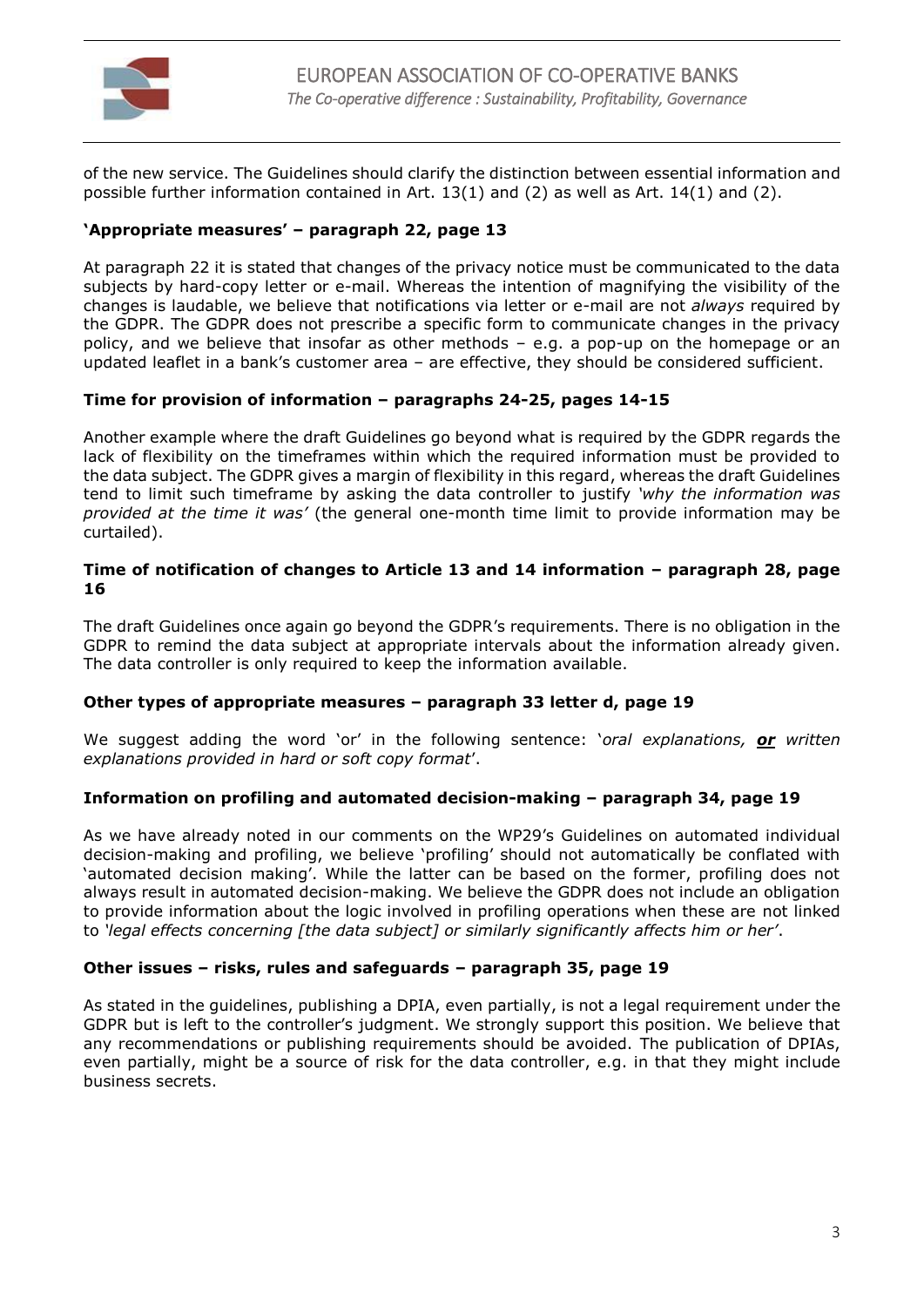of the new service. The Guidelines should clarify the distinction between essential information and possible further information contained in Art. 13(1) and (2) as well as Art. 14(1) and (2).

**'Appropriate measures' – paragraph 22, page 13**

At paragraph 22 it is stated that changes of the privacy notice must be communicated to the data subjects by hard-copy letter or e-mail. Whereas the intention of magnifying the visibility of the changes is laudable, we believe that notifications via letter or e-mail are not *always* required by the GDPR. The GDPR does not prescribe a specific form to communicate changes in the privacy policy, and we believe that insofar as other methods – e.g. a pop-up on the homepage or an updated leaflet in a bank's customer area – are effective, they should be considered sufficient.

**Time for provision of information – paragraphs 24-25, pages 14-15**

Another example where the draft Guidelines go beyond what is required by the GDPR regards the lack of flexibility on the timeframes within which the required information must be provided to the data subject. The GDPR gives a margin of flexibility in this regard, whereas the draft Guidelines tend to limit such timeframe by asking the data controller to justify *'why the information was provided at the time it was'* (the general one-month time limit to provide information may be curtailed).

**Time of notification of changes to Article 13 and 14 information – paragraph 28, page 16**

The draft Guidelines once again go beyond the GDPR's requirements. There is no obligation in the GDPR to remind the data subject at appropriate intervals about the information already given. The data controller is only required to keep the information available.

**Other types of appropriate measures – paragraph 33 letter d, page 19**

We suggest adding the word 'or' in the following sentence: '*oral explanations,* ***or*** *written explanations provided in hard or soft copy format*'.

**Information on profiling and automated decision-making – paragraph 34, page 19**

As we have already noted in our comments on the WP29's Guidelines on automated individual decision-making and profiling, we believe 'profiling' should not automatically be conflated with 'automated decision making'. While the latter can be based on the former, profiling does not always result in automated decision-making. We believe the GDPR does not include an obligation to provide information about the logic involved in profiling operations when these are not linked to *'legal effects concerning [the data subject] or similarly significantly affects him or her'*.

**Other issues – risks, rules and safeguards – paragraph 35, page 19**

As stated in the guidelines, publishing a DPIA, even partially, is not a legal requirement under the GDPR but is left to the controller's judgment. We strongly support this position. We believe that any recommendations or publishing requirements should be avoided. The publication of DPIAs, even partially, might be a source of risk for the data controller, e.g. in that they might include business secrets.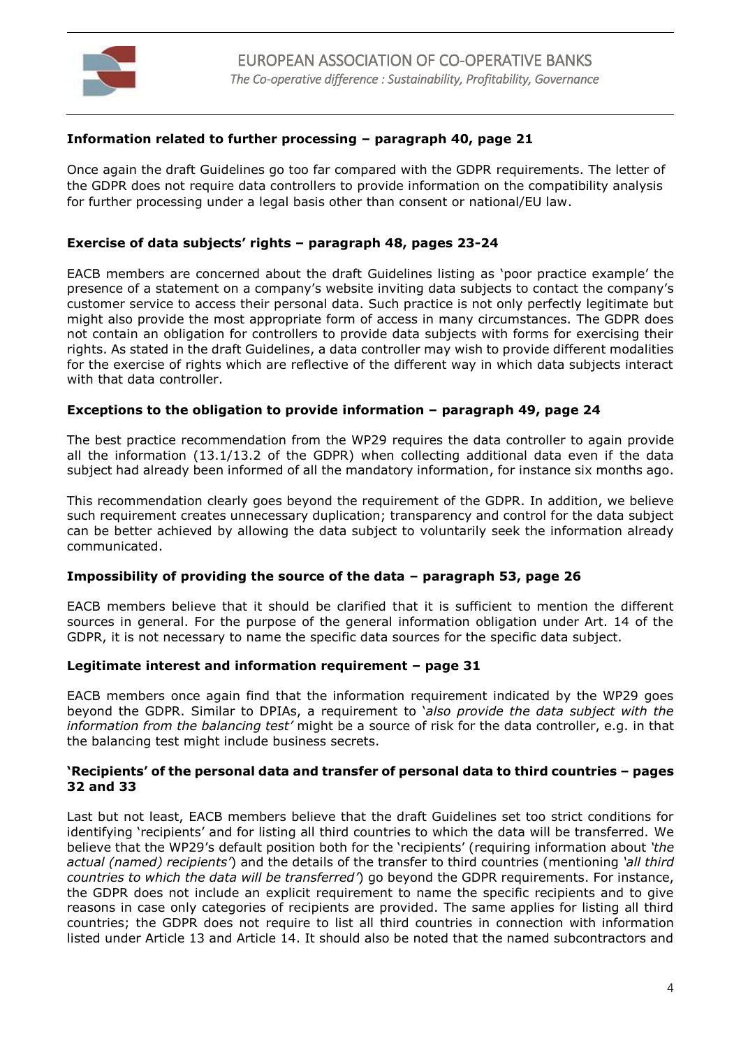**Information related to further processing – paragraph 40, page 21**

Once again the draft Guidelines go too far compared with the GDPR requirements. The letter of the GDPR does not require data controllers to provide information on the compatibility analysis for further processing under a legal basis other than consent or national/EU law.

**Exercise of data subjects' rights – paragraph 48, pages 23-24**

EACB members are concerned about the draft Guidelines listing as 'poor practice example' the presence of a statement on a company's website inviting data subjects to contact the company's customer service to access their personal data. Such practice is not only perfectly legitimate but might also provide the most appropriate form of access in many circumstances. The GDPR does not contain an obligation for controllers to provide data subjects with forms for exercising their rights. As stated in the draft Guidelines, a data controller may wish to provide different modalities for the exercise of rights which are reflective of the different way in which data subjects interact with that data controller.

**Exceptions to the obligation to provide information – paragraph 49, page 24**

The best practice recommendation from the WP29 requires the data controller to again provide all the information (13.1/13.2 of the GDPR) when collecting additional data even if the data subject had already been informed of all the mandatory information, for instance six months ago.

This recommendation clearly goes beyond the requirement of the GDPR. In addition, we believe such requirement creates unnecessary duplication; transparency and control for the data subject can be better achieved by allowing the data subject to voluntarily seek the information already communicated.

**Impossibility of providing the source of the data – paragraph 53, page 26**

EACB members believe that it should be clarified that it is sufficient to mention the different sources in general. For the purpose of the general information obligation under Art. 14 of the GDPR, it is not necessary to name the specific data sources for the specific data subject.

**Legitimate interest and information requirement – page 31**

EACB members once again find that the information requirement indicated by the WP29 goes beyond the GDPR. Similar to DPIAs, a requirement to '*also provide the data subject with the information from the balancing test'* might be a source of risk for the data controller, e.g. in that the balancing test might include business secrets.

**'Recipients' of the personal data and transfer of personal data to third countries – pages 32 and 33**

Last but not least, EACB members believe that the draft Guidelines set too strict conditions for identifying 'recipients' and for listing all third countries to which the data will be transferred. We believe that the WP29's default position both for the 'recipients' (requiring information about *'the actual (named) recipients'*) and the details of the transfer to third countries (mentioning *'all third countries to which the data will be transferred'*) go beyond the GDPR requirements. For instance, the GDPR does not include an explicit requirement to name the specific recipients and to give reasons in case only categories of recipients are provided. The same applies for listing all third countries; the GDPR does not require to list all third countries in connection with information listed under Article 13 and Article 14. It should also be noted that the named subcontractors and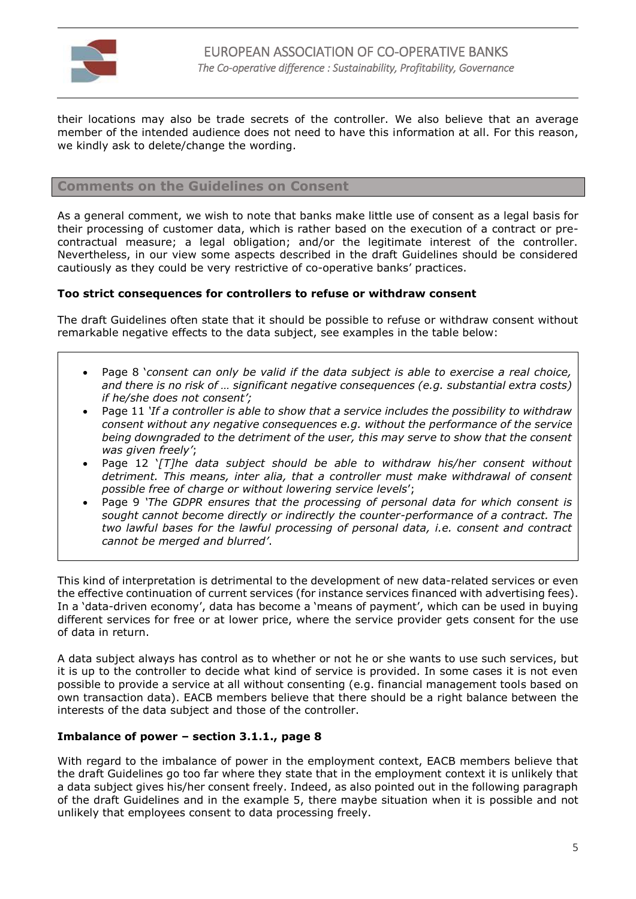their locations may also be trade secrets of the controller. We also believe that an average member of the intended audience does not need to have this information at all. For this reason, we kindly ask to delete/change the wording.

## Comments on the Guidelines on Consent

As a general comment, we wish to note that banks make little use of consent as a legal basis for their processing of customer data, which is rather based on the execution of a contract or pre-contractual measure; a legal obligation; and/or the legitimate interest of the controller. Nevertheless, in our view some aspects described in the draft Guidelines should be considered cautiously as they could be very restrictive of co-operative banks' practices.

**Too strict consequences for controllers to refuse or withdraw consent**

The draft Guidelines often state that it should be possible to refuse or withdraw consent without remarkable negative effects to the data subject, see examples in the table below:

- Page 8 '*consent can only be valid if the data subject is able to exercise a real choice, and there is no risk of … significant negative consequences (e.g. substantial extra costs) if he/she does not consent';*
- Page 11 *'If a controller is able to show that a service includes the possibility to withdraw consent without any negative consequences e.g. without the performance of the service being downgraded to the detriment of the user, this may serve to show that the consent was given freely'*;
- Page 12 '*[T]he data subject should be able to withdraw his/her consent without detriment. This means, inter alia, that a controller must make withdrawal of consent possible free of charge or without lowering service levels*';
- Page 9 *'The GDPR ensures that the processing of personal data for which consent is sought cannot become directly or indirectly the counter-performance of a contract. The two lawful bases for the lawful processing of personal data, i.e. consent and contract cannot be merged and blurred'*.

This kind of interpretation is detrimental to the development of new data-related services or even the effective continuation of current services (for instance services financed with advertising fees). In a 'data-driven economy', data has become a 'means of payment', which can be used in buying different services for free or at lower price, where the service provider gets consent for the use of data in return.

A data subject always has control as to whether or not he or she wants to use such services, but it is up to the controller to decide what kind of service is provided. In some cases it is not even possible to provide a service at all without consenting (e.g. financial management tools based on own transaction data). EACB members believe that there should be a right balance between the interests of the data subject and those of the controller.

**Imbalance of power – section 3.1.1., page 8**

With regard to the imbalance of power in the employment context, EACB members believe that the draft Guidelines go too far where they state that in the employment context it is unlikely that a data subject gives his/her consent freely. Indeed, as also pointed out in the following paragraph of the draft Guidelines and in the example 5, there maybe situation when it is possible and not unlikely that employees consent to data processing freely.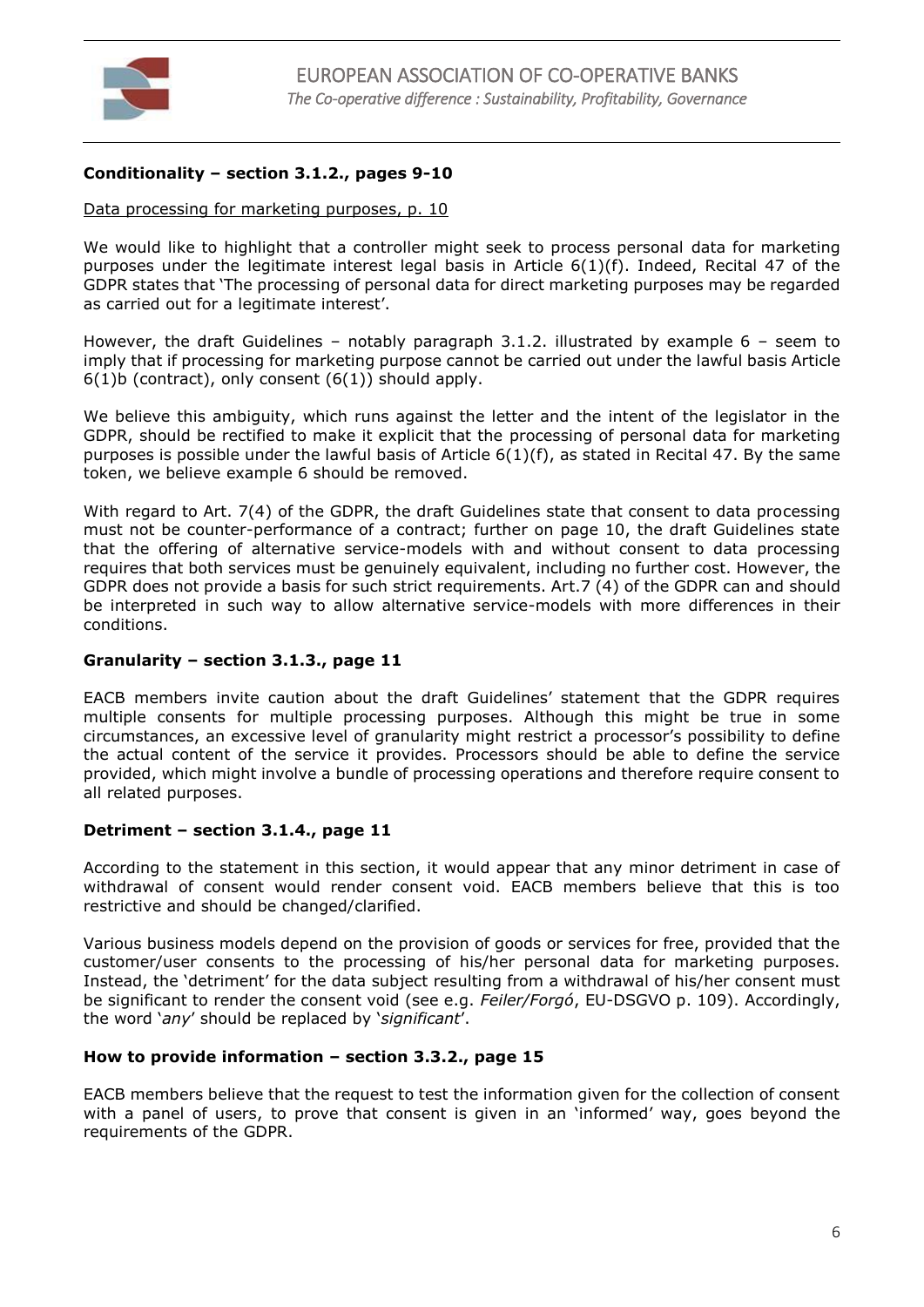**Conditionality – section 3.1.2., pages 9-10**

Data processing for marketing purposes, p. 10

We would like to highlight that a controller might seek to process personal data for marketing purposes under the legitimate interest legal basis in Article 6(1)(f). Indeed, Recital 47 of the GDPR states that 'The processing of personal data for direct marketing purposes may be regarded as carried out for a legitimate interest'.

However, the draft Guidelines – notably paragraph 3.1.2. illustrated by example 6 – seem to imply that if processing for marketing purpose cannot be carried out under the lawful basis Article 6(1)b (contract), only consent (6(1)) should apply.

We believe this ambiguity, which runs against the letter and the intent of the legislator in the GDPR, should be rectified to make it explicit that the processing of personal data for marketing purposes is possible under the lawful basis of Article 6(1)(f), as stated in Recital 47. By the same token, we believe example 6 should be removed.

With regard to Art. 7(4) of the GDPR, the draft Guidelines state that consent to data processing must not be counter-performance of a contract; further on page 10, the draft Guidelines state that the offering of alternative service-models with and without consent to data processing requires that both services must be genuinely equivalent, including no further cost. However, the GDPR does not provide a basis for such strict requirements. Art.7 (4) of the GDPR can and should be interpreted in such way to allow alternative service-models with more differences in their conditions.

**Granularity – section 3.1.3., page 11**

EACB members invite caution about the draft Guidelines' statement that the GDPR requires multiple consents for multiple processing purposes. Although this might be true in some circumstances, an excessive level of granularity might restrict a processor's possibility to define the actual content of the service it provides. Processors should be able to define the service provided, which might involve a bundle of processing operations and therefore require consent to all related purposes.

**Detriment – section 3.1.4., page 11**

According to the statement in this section, it would appear that any minor detriment in case of withdrawal of consent would render consent void. EACB members believe that this is too restrictive and should be changed/clarified.

Various business models depend on the provision of goods or services for free, provided that the customer/user consents to the processing of his/her personal data for marketing purposes. Instead, the 'detriment' for the data subject resulting from a withdrawal of his/her consent must be significant to render the consent void (see e.g. *Feiler/Forgó*, EU-DSGVO p. 109). Accordingly, the word '*any*' should be replaced by '*significant*'.

**How to provide information – section 3.3.2., page 15**

EACB members believe that the request to test the information given for the collection of consent with a panel of users, to prove that consent is given in an 'informed' way, goes beyond the requirements of the GDPR.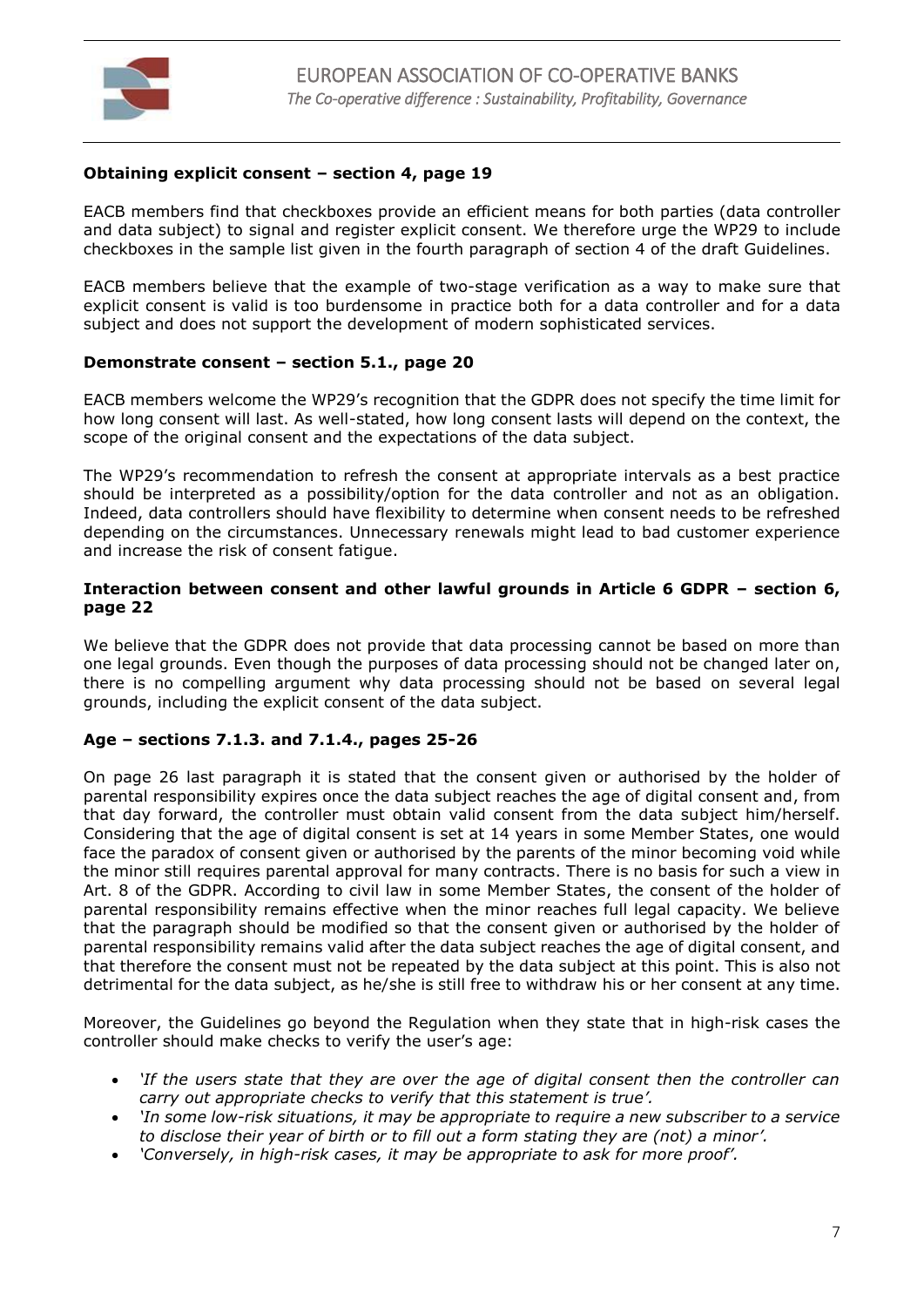**Obtaining explicit consent – section 4, page 19**

EACB members find that checkboxes provide an efficient means for both parties (data controller and data subject) to signal and register explicit consent. We therefore urge the WP29 to include checkboxes in the sample list given in the fourth paragraph of section 4 of the draft Guidelines.

EACB members believe that the example of two-stage verification as a way to make sure that explicit consent is valid is too burdensome in practice both for a data controller and for a data subject and does not support the development of modern sophisticated services.

**Demonstrate consent – section 5.1., page 20**

EACB members welcome the WP29's recognition that the GDPR does not specify the time limit for how long consent will last. As well-stated, how long consent lasts will depend on the context, the scope of the original consent and the expectations of the data subject.

The WP29's recommendation to refresh the consent at appropriate intervals as a best practice should be interpreted as a possibility/option for the data controller and not as an obligation. Indeed, data controllers should have flexibility to determine when consent needs to be refreshed depending on the circumstances. Unnecessary renewals might lead to bad customer experience and increase the risk of consent fatigue.

**Interaction between consent and other lawful grounds in Article 6 GDPR – section 6, page 22**

We believe that the GDPR does not provide that data processing cannot be based on more than one legal grounds. Even though the purposes of data processing should not be changed later on, there is no compelling argument why data processing should not be based on several legal grounds, including the explicit consent of the data subject.

**Age – sections 7.1.3. and 7.1.4., pages 25-26**

On page 26 last paragraph it is stated that the consent given or authorised by the holder of parental responsibility expires once the data subject reaches the age of digital consent and, from that day forward, the controller must obtain valid consent from the data subject him/herself. Considering that the age of digital consent is set at 14 years in some Member States, one would face the paradox of consent given or authorised by the parents of the minor becoming void while the minor still requires parental approval for many contracts. There is no basis for such a view in Art. 8 of the GDPR. According to civil law in some Member States, the consent of the holder of parental responsibility remains effective when the minor reaches full legal capacity. We believe that the paragraph should be modified so that the consent given or authorised by the holder of parental responsibility remains valid after the data subject reaches the age of digital consent, and that therefore the consent must not be repeated by the data subject at this point. This is also not detrimental for the data subject, as he/she is still free to withdraw his or her consent at any time.

Moreover, the Guidelines go beyond the Regulation when they state that in high-risk cases the controller should make checks to verify the user's age:

- *'If the users state that they are over the age of digital consent then the controller can carry out appropriate checks to verify that this statement is true'.*
- *'In some low-risk situations, it may be appropriate to require a new subscriber to a service to disclose their year of birth or to fill out a form stating they are (not) a minor'.*
- *'Conversely, in high-risk cases, it may be appropriate to ask for more proof'.*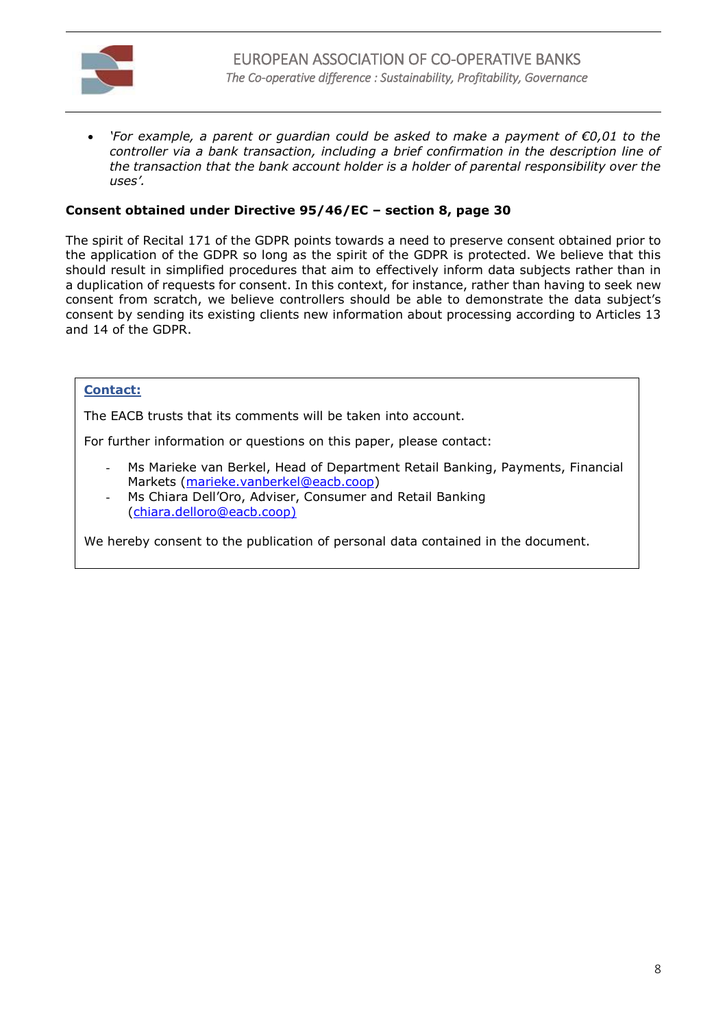- *'For example, a parent or guardian could be asked to make a payment of €0,01 to the controller via a bank transaction, including a brief confirmation in the description line of the transaction that the bank account holder is a holder of parental responsibility over the uses'.*

**Consent obtained under Directive 95/46/EC – section 8, page 30**

The spirit of Recital 171 of the GDPR points towards a need to preserve consent obtained prior to the application of the GDPR so long as the spirit of the GDPR is protected. We believe that this should result in simplified procedures that aim to effectively inform data subjects rather than in a duplication of requests for consent. In this context, for instance, rather than having to seek new consent from scratch, we believe controllers should be able to demonstrate the data subject's consent by sending its existing clients new information about processing according to Articles 13 and 14 of the GDPR.

**Contact:**

The EACB trusts that its comments will be taken into account.

For further information or questions on this paper, please contact:

- Ms Marieke van Berkel, Head of Department Retail Banking, Payments, Financial Markets (marieke.vanberkel@eacb.coop)
- Ms Chiara Dell'Oro, Adviser, Consumer and Retail Banking (chiara.delloro@eacb.coop)

We hereby consent to the publication of personal data contained in the document.